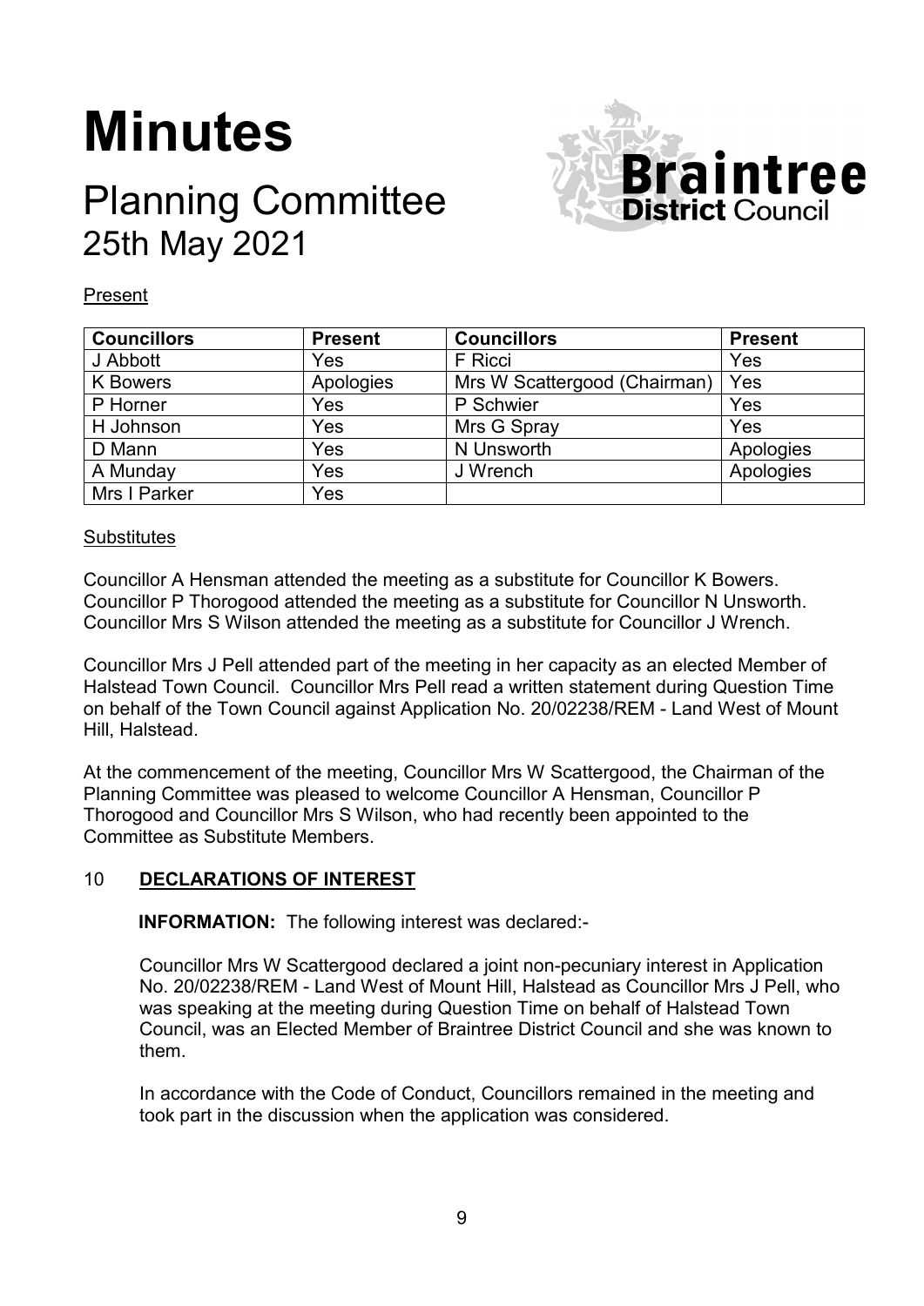# Minutes

## Planning Committee
## 25th May 2021

Present

| Councillors | Present | Councillors | Present |
|---|---|---|---|
| J Abbott | Yes | F Ricci | Yes |
| K Bowers | Apologies | Mrs W Scattergood (Chairman) | Yes |
| P Horner | Yes | P Schwier | Yes |
| H Johnson | Yes | Mrs G Spray | Yes |
| D Mann | Yes | N Unsworth | Apologies |
| A Munday | Yes | J Wrench | Apologies |
| Mrs I Parker | Yes | | |

Substitutes

Councillor A Hensman attended the meeting as a substitute for Councillor K Bowers.
Councillor P Thorogood attended the meeting as a substitute for Councillor N Unsworth.
Councillor Mrs S Wilson attended the meeting as a substitute for Councillor J Wrench.

Councillor Mrs J Pell attended part of the meeting in her capacity as an elected Member of Halstead Town Council. Councillor Mrs Pell read a written statement during Question Time on behalf of the Town Council against Application No. 20/02238/REM - Land West of Mount Hill, Halstead.

At the commencement of the meeting, Councillor Mrs W Scattergood, the Chairman of the Planning Committee was pleased to welcome Councillor A Hensman, Councillor P Thorogood and Councillor Mrs S Wilson, who had recently been appointed to the Committee as Substitute Members.

### 10 DECLARATIONS OF INTEREST

**INFORMATION:** The following interest was declared:-

Councillor Mrs W Scattergood declared a joint non-pecuniary interest in Application No. 20/02238/REM - Land West of Mount Hill, Halstead as Councillor Mrs J Pell, who was speaking at the meeting during Question Time on behalf of Halstead Town Council, was an Elected Member of Braintree District Council and she was known to them.

In accordance with the Code of Conduct, Councillors remained in the meeting and took part in the discussion when the application was considered.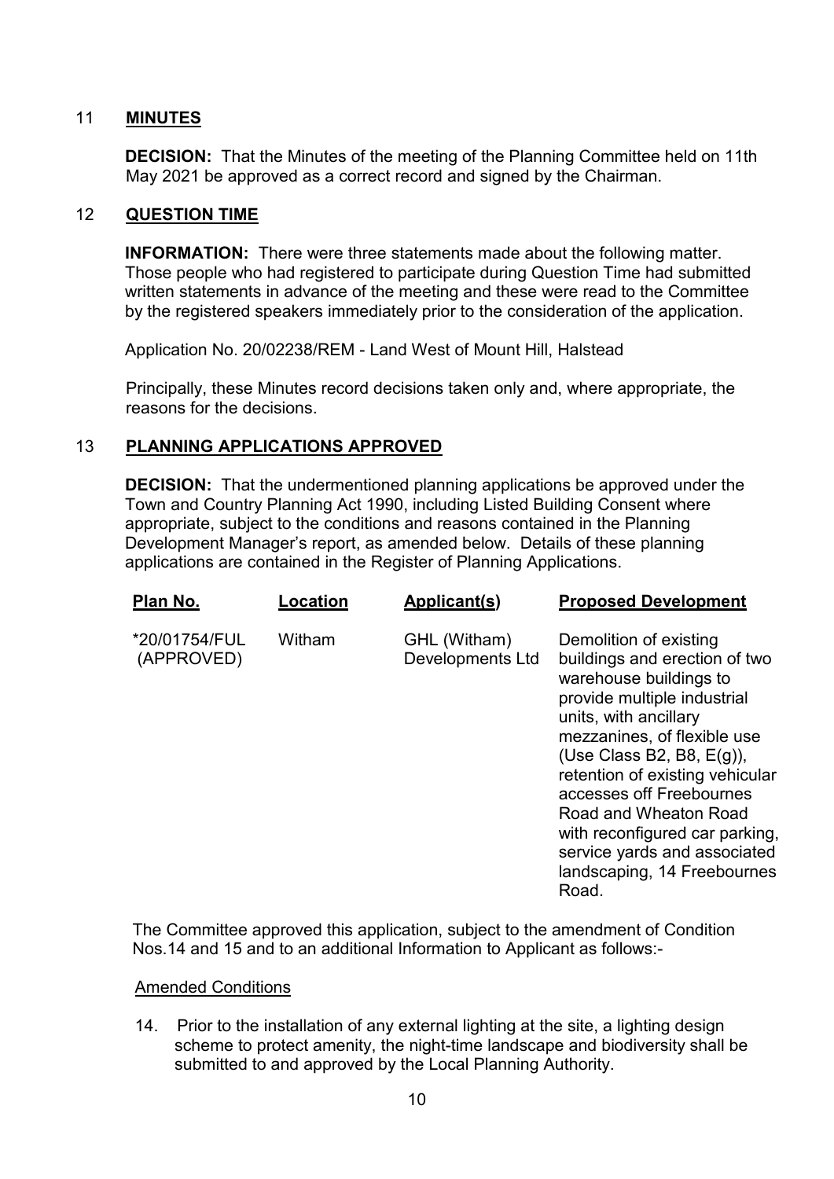11 **MINUTES**

**DECISION:** That the Minutes of the meeting of the Planning Committee held on 11th May 2021 be approved as a correct record and signed by the Chairman.

12 **QUESTION TIME**

**INFORMATION:** There were three statements made about the following matter. Those people who had registered to participate during Question Time had submitted written statements in advance of the meeting and these were read to the Committee by the registered speakers immediately prior to the consideration of the application.

Application No. 20/02238/REM - Land West of Mount Hill, Halstead

Principally, these Minutes record decisions taken only and, where appropriate, the reasons for the decisions.

13 **PLANNING APPLICATIONS APPROVED**

**DECISION:** That the undermentioned planning applications be approved under the Town and Country Planning Act 1990, including Listed Building Consent where appropriate, subject to the conditions and reasons contained in the Planning Development Manager's report, as amended below. Details of these planning applications are contained in the Register of Planning Applications.

| Plan No. | Location | Applicant(s) | Proposed Development |
|---|---|---|---|
| *20/01754/FUL (APPROVED) | Witham | GHL (Witham) Developments Ltd | Demolition of existing buildings and erection of two warehouse buildings to provide multiple industrial units, with ancillary mezzanines, of flexible use (Use Class B2, B8, E(g)), retention of existing vehicular accesses off Freebournes Road and Wheaton Road with reconfigured car parking, service yards and associated landscaping, 14 Freebournes Road. |

The Committee approved this application, subject to the amendment of Condition Nos.14 and 15 and to an additional Information to Applicant as follows:-

Amended Conditions

14. Prior to the installation of any external lighting at the site, a lighting design scheme to protect amenity, the night-time landscape and biodiversity shall be submitted to and approved by the Local Planning Authority.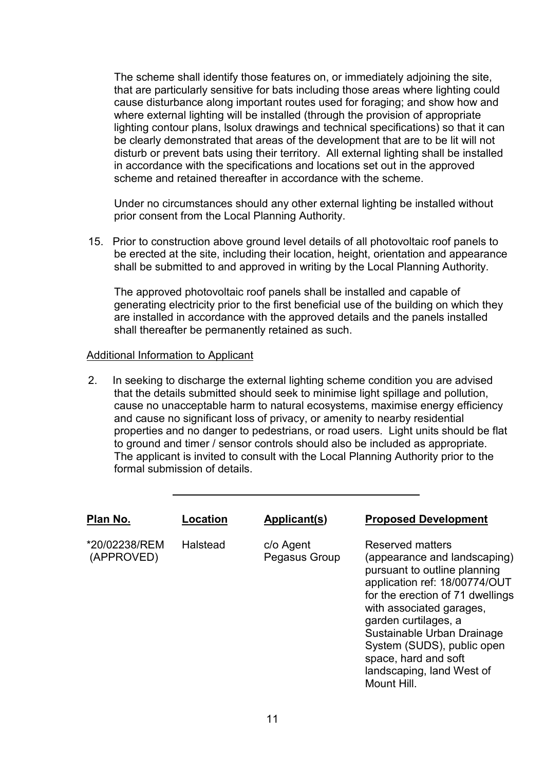The scheme shall identify those features on, or immediately adjoining the site, that are particularly sensitive for bats including those areas where lighting could cause disturbance along important routes used for foraging; and show how and where external lighting will be installed (through the provision of appropriate lighting contour plans, Isolux drawings and technical specifications) so that it can be clearly demonstrated that areas of the development that are to be lit will not disturb or prevent bats using their territory. All external lighting shall be installed in accordance with the specifications and locations set out in the approved scheme and retained thereafter in accordance with the scheme.

Under no circumstances should any other external lighting be installed without prior consent from the Local Planning Authority.

15. Prior to construction above ground level details of all photovoltaic roof panels to be erected at the site, including their location, height, orientation and appearance shall be submitted to and approved in writing by the Local Planning Authority.

    The approved photovoltaic roof panels shall be installed and capable of generating electricity prior to the first beneficial use of the building on which they are installed in accordance with the approved details and the panels installed shall thereafter be permanently retained as such.

Additional Information to Applicant

2. In seeking to discharge the external lighting scheme condition you are advised that the details submitted should seek to minimise light spillage and pollution, cause no unacceptable harm to natural ecosystems, maximise energy efficiency and cause no significant loss of privacy, or amenity to nearby residential properties and no danger to pedestrians, or road users. Light units should be flat to ground and timer / sensor controls should also be included as appropriate. The applicant is invited to consult with the Local Planning Authority prior to the formal submission of details.

---

| **Plan No.** | **Location** | **Applicant(s)** | **Proposed Development** |
|---|---|---|---|
| *20/02238/REM (APPROVED) | Halstead | c/o Agent Pegasus Group | Reserved matters (appearance and landscaping) pursuant to outline planning application ref: 18/00774/OUT for the erection of 71 dwellings with associated garages, garden curtilages, a Sustainable Urban Drainage System (SUDS), public open space, hard and soft landscaping, land West of Mount Hill. |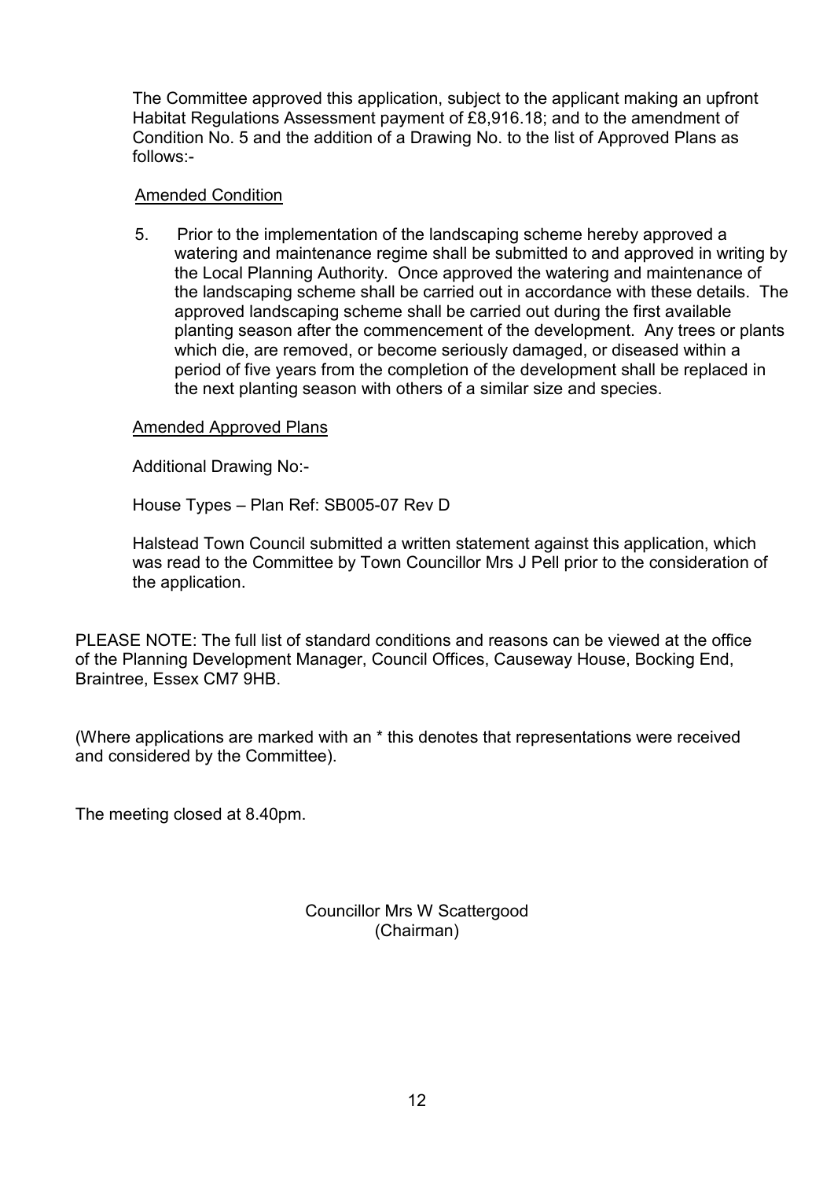The Committee approved this application, subject to the applicant making an upfront Habitat Regulations Assessment payment of £8,916.18; and to the amendment of Condition No. 5 and the addition of a Drawing No. to the list of Approved Plans as follows:-

Amended Condition

5. Prior to the implementation of the landscaping scheme hereby approved a watering and maintenance regime shall be submitted to and approved in writing by the Local Planning Authority. Once approved the watering and maintenance of the landscaping scheme shall be carried out in accordance with these details. The approved landscaping scheme shall be carried out during the first available planting season after the commencement of the development. Any trees or plants which die, are removed, or become seriously damaged, or diseased within a period of five years from the completion of the development shall be replaced in the next planting season with others of a similar size and species.

Amended Approved Plans

Additional Drawing No:-

House Types – Plan Ref: SB005-07 Rev D

Halstead Town Council submitted a written statement against this application, which was read to the Committee by Town Councillor Mrs J Pell prior to the consideration of the application.

PLEASE NOTE: The full list of standard conditions and reasons can be viewed at the office of the Planning Development Manager, Council Offices, Causeway House, Bocking End, Braintree, Essex CM7 9HB.

(Where applications are marked with an * this denotes that representations were received and considered by the Committee).

The meeting closed at 8.40pm.

Councillor Mrs W Scattergood
(Chairman)